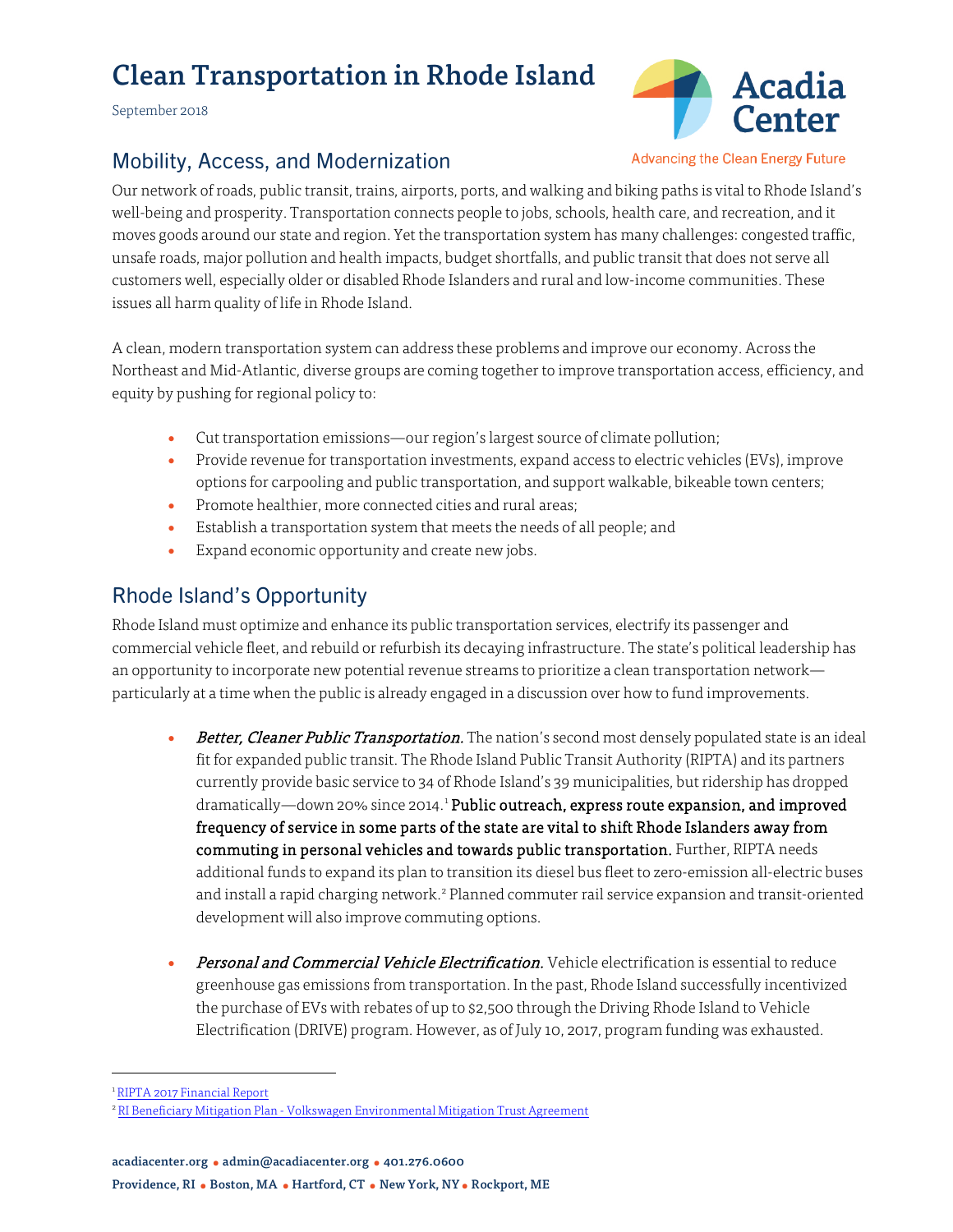# Clean Transportation in Rhode Island

September 2018

Acadia Center

Advancing the Clean Energy Future

## Mobility, Access, and Modernization

Our network of roads, public transit, trains, airports, ports, and walking and biking paths is vital to Rhode Island's well-being and prosperity. Transportation connects people to jobs, schools, health care, and recreation, and it moves goods around our state and region. Yet the transportation system has many challenges: congested traffic, unsafe roads, major pollution and health impacts, budget shortfalls, and public transit that does not serve all customers well, especially older or disabled Rhode Islanders and rural and low-income communities. These issues all harm quality of life in Rhode Island.

A clean, modern transportation system can address these problems and improve our economy. Across the Northeast and Mid-Atlantic, diverse groups are coming together to improve transportation access, efficiency, and equity by pushing for regional policy to:

- Cut transportation emissions—our region's largest source of climate pollution;
- Provide revenue for transportation investments, expand access to electric vehicles (EVs), improve options for carpooling and public transportation, and support walkable, bikeable town centers;
- Promote healthier, more connected cities and rural areas;
- Establish a transportation system that meets the needs of all people; and
- Expand economic opportunity and create new jobs.

## Rhode Island's Opportunity

Rhode Island must optimize and enhance its public transportation services, electrify its passenger and commercial vehicle fleet, and rebuild or refurbish its decaying infrastructure. The state's political leadership has an opportunity to incorporate new potential revenue streams to prioritize a clean transportation network—particularly at a time when the public is already engaged in a discussion over how to fund improvements.

- *Better, Cleaner Public Transportation.* The nation's second most densely populated state is an ideal fit for expanded public transit. The Rhode Island Public Transit Authority (RIPTA) and its partners currently provide basic service to 34 of Rhode Island's 39 municipalities, but ridership has dropped dramatically—down 20% since 2014.[1] **Public outreach, express route expansion, and improved frequency of service in some parts of the state are vital to shift Rhode Islanders away from commuting in personal vehicles and towards public transportation.** Further, RIPTA needs additional funds to expand its plan to transition its diesel bus fleet to zero-emission all-electric buses and install a rapid charging network.[2] Planned commuter rail service expansion and transit-oriented development will also improve commuting options.

- *Personal and Commercial Vehicle Electrification.* Vehicle electrification is essential to reduce greenhouse gas emissions from transportation. In the past, Rhode Island successfully incentivized the purchase of EVs with rebates of up to $2,500 through the Driving Rhode Island to Vehicle Electrification (DRIVE) program. However, as of July 10, 2017, program funding was exhausted.

---

[1] RIPTA 2017 Financial Report

[2] RI Beneficiary Mitigation Plan - Volkswagen Environmental Mitigation Trust Agreement

acadiacenter.org • admin@acadiacenter.org • 401.276.0600

Providence, RI • Boston, MA • Hartford, CT • New York, NY • Rockport, ME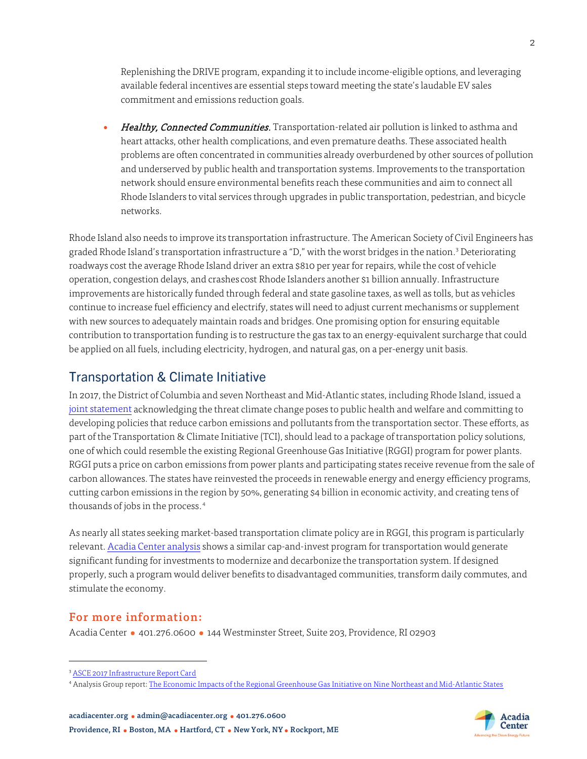Replenishing the DRIVE program, expanding it to include income-eligible options, and leveraging available federal incentives are essential steps toward meeting the state's laudable EV sales commitment and emissions reduction goals.

- ***Healthy, Connected Communities.*** Transportation-related air pollution is linked to asthma and heart attacks, other health complications, and even premature deaths. These associated health problems are often concentrated in communities already overburdened by other sources of pollution and underserved by public health and transportation systems. Improvements to the transportation network should ensure environmental benefits reach these communities and aim to connect all Rhode Islanders to vital services through upgrades in public transportation, pedestrian, and bicycle networks.

Rhode Island also needs to improve its transportation infrastructure. The American Society of Civil Engineers has graded Rhode Island's transportation infrastructure a "D," with the worst bridges in the nation.[3] Deteriorating roadways cost the average Rhode Island driver an extra $810 per year for repairs, while the cost of vehicle operation, congestion delays, and crashes cost Rhode Islanders another $1 billion annually. Infrastructure improvements are historically funded through federal and state gasoline taxes, as well as tolls, but as vehicles continue to increase fuel efficiency and electrify, states will need to adjust current mechanisms or supplement with new sources to adequately maintain roads and bridges. One promising option for ensuring equitable contribution to transportation funding is to restructure the gas tax to an energy-equivalent surcharge that could be applied on all fuels, including electricity, hydrogen, and natural gas, on a per-energy unit basis.

## Transportation & Climate Initiative

In 2017, the District of Columbia and seven Northeast and Mid-Atlantic states, including Rhode Island, issued a joint statement acknowledging the threat climate change poses to public health and welfare and committing to developing policies that reduce carbon emissions and pollutants from the transportation sector. These efforts, as part of the Transportation & Climate Initiative (TCI), should lead to a package of transportation policy solutions, one of which could resemble the existing Regional Greenhouse Gas Initiative (RGGI) program for power plants. RGGI puts a price on carbon emissions from power plants and participating states receive revenue from the sale of carbon allowances. The states have reinvested the proceeds in renewable energy and energy efficiency programs, cutting carbon emissions in the region by 50%, generating $4 billion in economic activity, and creating tens of thousands of jobs in the process.[4]

As nearly all states seeking market-based transportation climate policy are in RGGI, this program is particularly relevant. Acadia Center analysis shows a similar cap-and-invest program for transportation would generate significant funding for investments to modernize and decarbonize the transportation system. If designed properly, such a program would deliver benefits to disadvantaged communities, transform daily commutes, and stimulate the economy.

### For more information:

Acadia Center • 401.276.0600 • 144 Westminster Street, Suite 203, Providence, RI 02903

[3] ASCE 2017 Infrastructure Report Card

[4] Analysis Group report: The Economic Impacts of the Regional Greenhouse Gas Initiative on Nine Northeast and Mid-Atlantic States